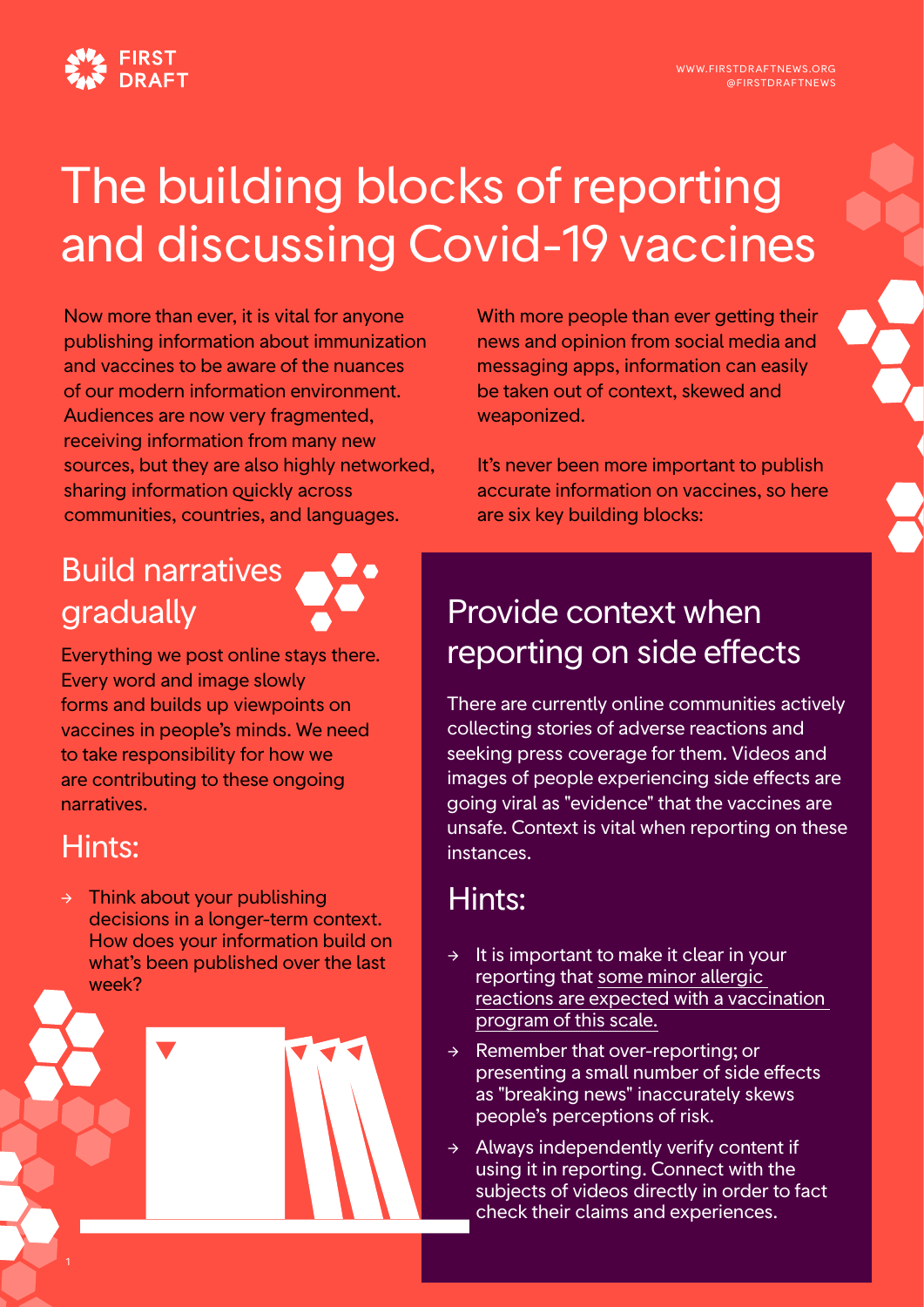# The building blocks of reporting and discussing Covid-19 vaccines

Now more than ever, it is vital for anyone publishing information about immunization and vaccines to be aware of the nuances of our modern information environment. Audiences are now very fragmented, receiving information from many new sources, but they are also highly networked, sharing information quickly across communities, countries, and languages.

With more people than ever getting their news and opinion from social media and messaging apps, information can easily be taken out of context, skewed and weaponized.

It's never been more important to publish accurate information on vaccines, so here are six key building blocks:

## Build narratives gradually

Everything we post online stays there. Every word and image slowly forms and builds up viewpoints on vaccines in people's minds. We need to take responsibility for how we are contributing to these ongoing narratives.

### Hints:

- → Think about your publishing decisions in a longer-term context. How does your information build on what's been published over the last week?

## Provide context when reporting on side effects

There are currently online communities actively collecting stories of adverse reactions and seeking press coverage for them. Videos and images of people experiencing side effects are going viral as "evidence" that the vaccines are unsafe. Context is vital when reporting on these instances.

### Hints:

- → It is important to make it clear in your reporting that some minor allergic reactions are expected with a vaccination program of this scale.
- → Remember that over-reporting; or presenting a small number of side effects as "breaking news" inaccurately skews people's perceptions of risk.
- → Always independently verify content if using it in reporting. Connect with the subjects of videos directly in order to fact check their claims and experiences.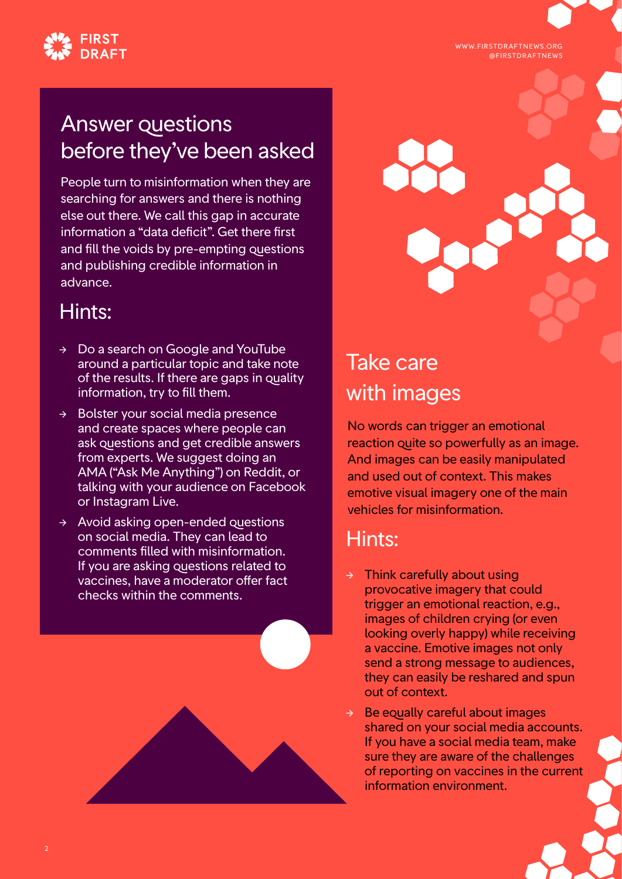## Answer questions before they've been asked

People turn to misinformation when they are searching for answers and there is nothing else out there. We call this gap in accurate information a "data deficit". Get there first and fill the voids by pre-empting questions and publishing credible information in advance.

### Hints:

- Do a search on Google and YouTube around a particular topic and take note of the results. If there are gaps in quality information, try to fill them.
- Bolster your social media presence and create spaces where people can ask questions and get credible answers from experts. We suggest doing an AMA ("Ask Me Anything") on Reddit, or talking with your audience on Facebook or Instagram Live.
- Avoid asking open-ended questions on social media. They can lead to comments filled with misinformation. If you are asking questions related to vaccines, have a moderator offer fact checks within the comments.

## Take care with images

No words can trigger an emotional reaction quite so powerfully as an image. And images can be easily manipulated and used out of context. This makes emotive visual imagery one of the main vehicles for misinformation.

### Hints:

- Think carefully about using provocative imagery that could trigger an emotional reaction, e.g., images of children crying (or even looking overly happy) while receiving a vaccine. Emotive images not only send a strong message to audiences, they can easily be reshared and spun out of context.
- Be equally careful about images shared on your social media accounts. If you have a social media team, make sure they are aware of the challenges of reporting on vaccines in the current information environment.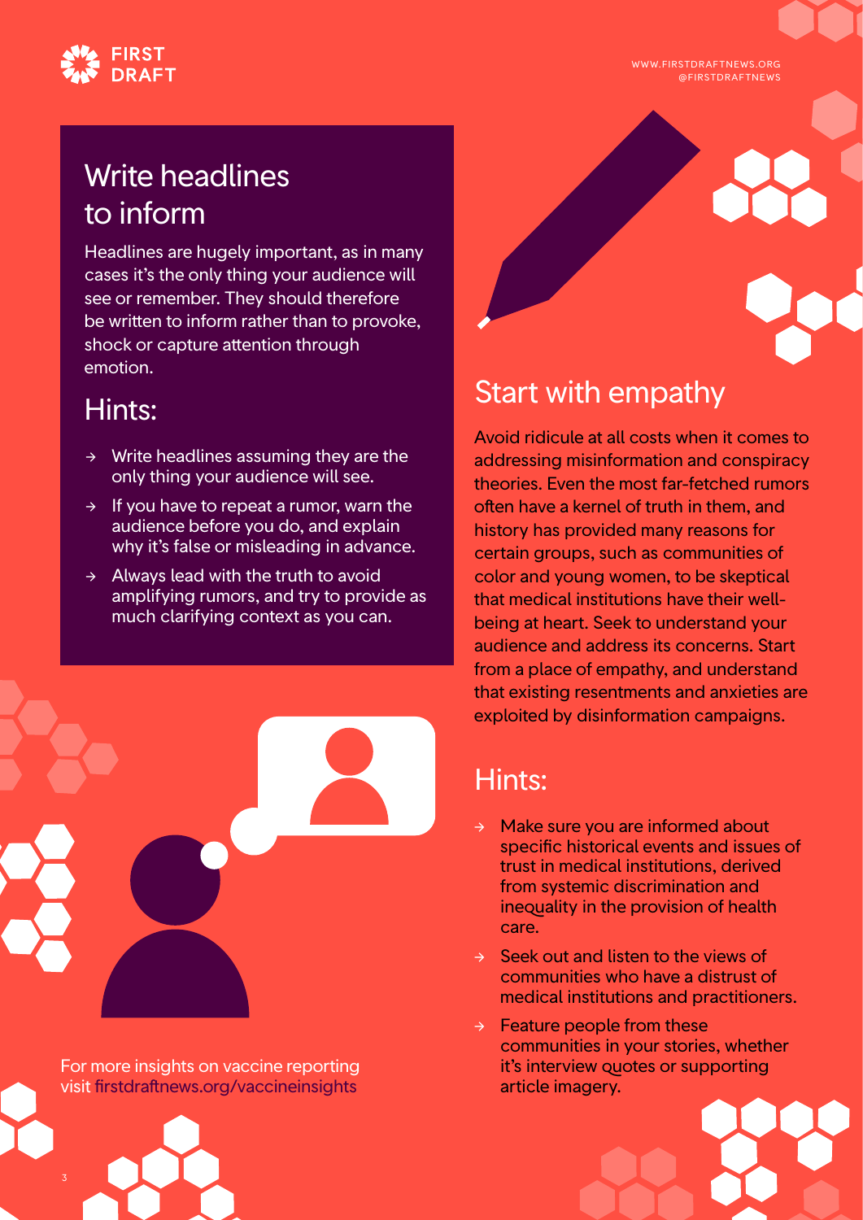## Write headlines to inform

Headlines are hugely important, as in many cases it's the only thing your audience will see or remember. They should therefore be written to inform rather than to provoke, shock or capture attention through emotion.

### Hints:

- Write headlines assuming they are the only thing your audience will see.
- If you have to repeat a rumor, warn the audience before you do, and explain why it's false or misleading in advance.
- Always lead with the truth to avoid amplifying rumors, and try to provide as much clarifying context as you can.

For more insights on vaccine reporting visit firstdraftnews.org/vaccineinsights

## Start with empathy

Avoid ridicule at all costs when it comes to addressing misinformation and conspiracy theories. Even the most far-fetched rumors often have a kernel of truth in them, and history has provided many reasons for certain groups, such as communities of color and young women, to be skeptical that medical institutions have their well-being at heart. Seek to understand your audience and address its concerns. Start from a place of empathy, and understand that existing resentments and anxieties are exploited by disinformation campaigns.

### Hints:

- Make sure you are informed about specific historical events and issues of trust in medical institutions, derived from systemic discrimination and inequality in the provision of health care.
- Seek out and listen to the views of communities who have a distrust of medical institutions and practitioners.
- Feature people from these communities in your stories, whether it's interview quotes or supporting article imagery.